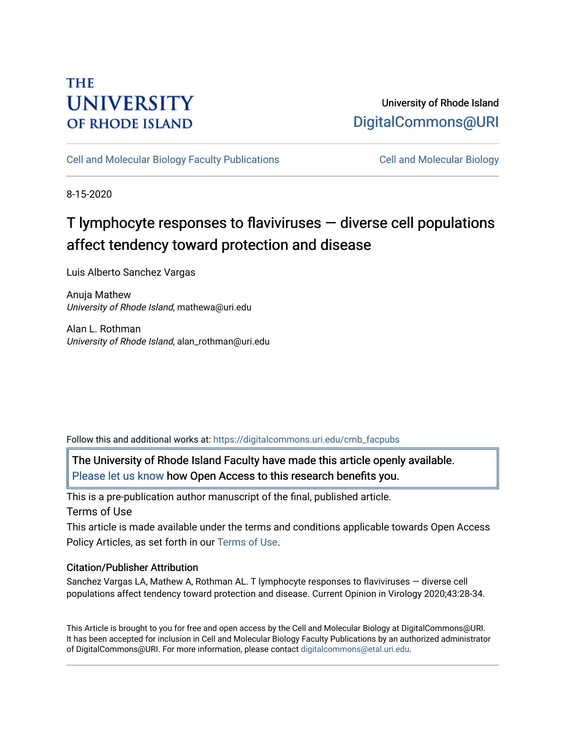THE UNIVERSITY OF RHODE ISLAND

University of Rhode Island
DigitalCommons@URI

Cell and Molecular Biology Faculty Publications | Cell and Molecular Biology

8-15-2020

# T lymphocyte responses to flaviviruses — diverse cell populations affect tendency toward protection and disease

Luis Alberto Sanchez Vargas

Anuja Mathew
*University of Rhode Island*, mathewa@uri.edu

Alan L. Rothman
*University of Rhode Island*, alan_rothman@uri.edu

Follow this and additional works at: https://digitalcommons.uri.edu/cmb_facpubs

The University of Rhode Island Faculty have made this article openly available. Please let us know how Open Access to this research benefits you.

This is a pre-publication author manuscript of the final, published article.

Terms of Use

This article is made available under the terms and conditions applicable towards Open Access Policy Articles, as set forth in our Terms of Use.

### Citation/Publisher Attribution

Sanchez Vargas LA, Mathew A, Rothman AL. T lymphocyte responses to flaviviruses — diverse cell populations affect tendency toward protection and disease. Current Opinion in Virology 2020;43:28-34.

This Article is brought to you for free and open access by the Cell and Molecular Biology at DigitalCommons@URI. It has been accepted for inclusion in Cell and Molecular Biology Faculty Publications by an authorized administrator of DigitalCommons@URI. For more information, please contact digitalcommons@etal.uri.edu.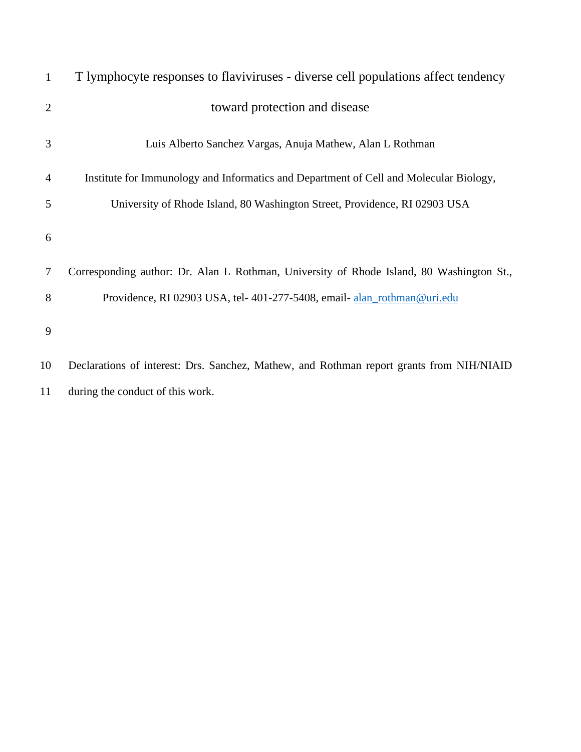# T lymphocyte responses to flaviviruses - diverse cell populations affect tendency toward protection and disease

Luis Alberto Sanchez Vargas, Anuja Mathew, Alan L Rothman

Institute for Immunology and Informatics and Department of Cell and Molecular Biology, University of Rhode Island, 80 Washington Street, Providence, RI 02903 USA

Corresponding author: Dr. Alan L Rothman, University of Rhode Island, 80 Washington St., Providence, RI 02903 USA, tel- 401-277-5408, email- alan_rothman@uri.edu

Declarations of interest: Drs. Sanchez, Mathew, and Rothman report grants from NIH/NIAID during the conduct of this work.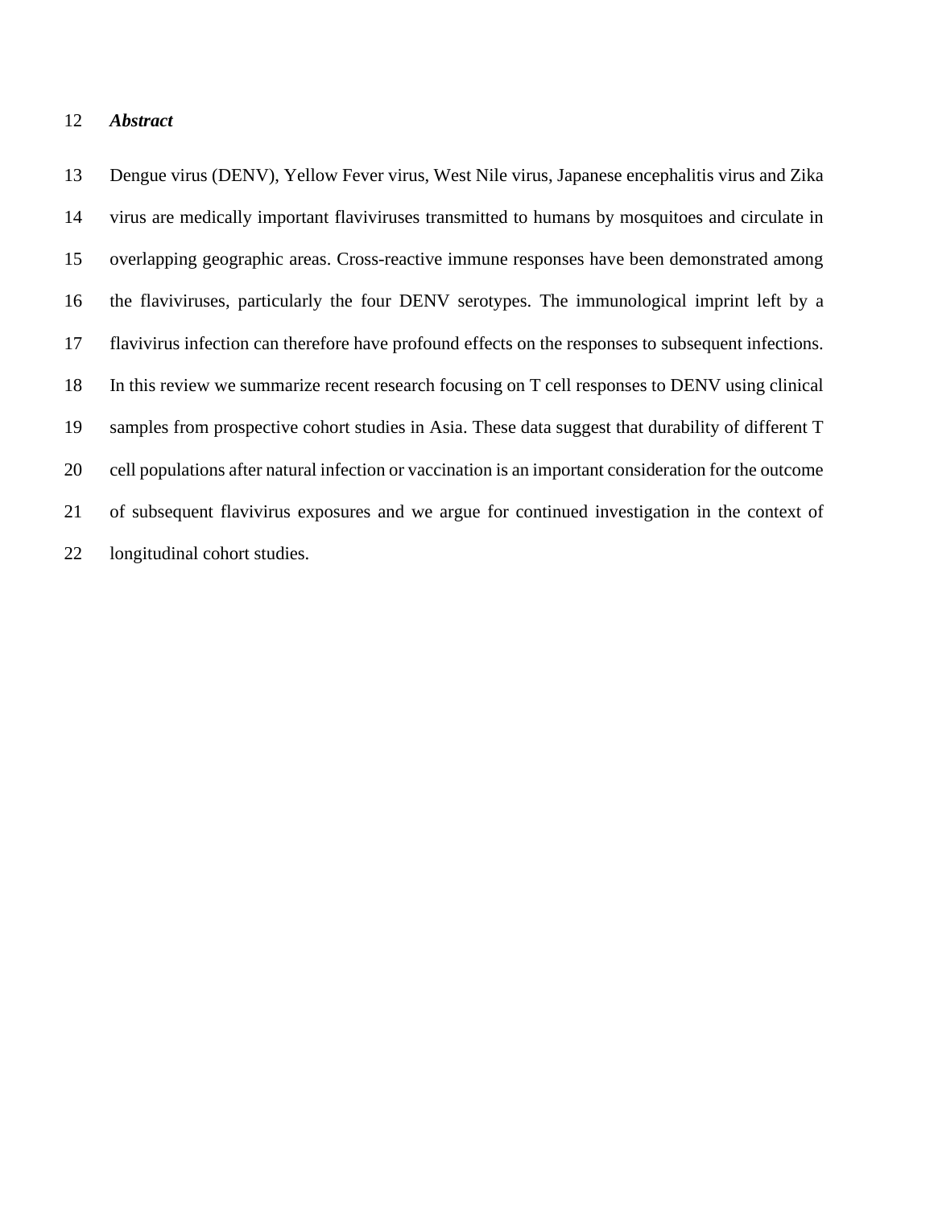## *Abstract*

Dengue virus (DENV), Yellow Fever virus, West Nile virus, Japanese encephalitis virus and Zika virus are medically important flaviviruses transmitted to humans by mosquitoes and circulate in overlapping geographic areas. Cross-reactive immune responses have been demonstrated among the flaviviruses, particularly the four DENV serotypes. The immunological imprint left by a flavivirus infection can therefore have profound effects on the responses to subsequent infections. In this review we summarize recent research focusing on T cell responses to DENV using clinical samples from prospective cohort studies in Asia. These data suggest that durability of different T cell populations after natural infection or vaccination is an important consideration for the outcome of subsequent flavivirus exposures and we argue for continued investigation in the context of longitudinal cohort studies.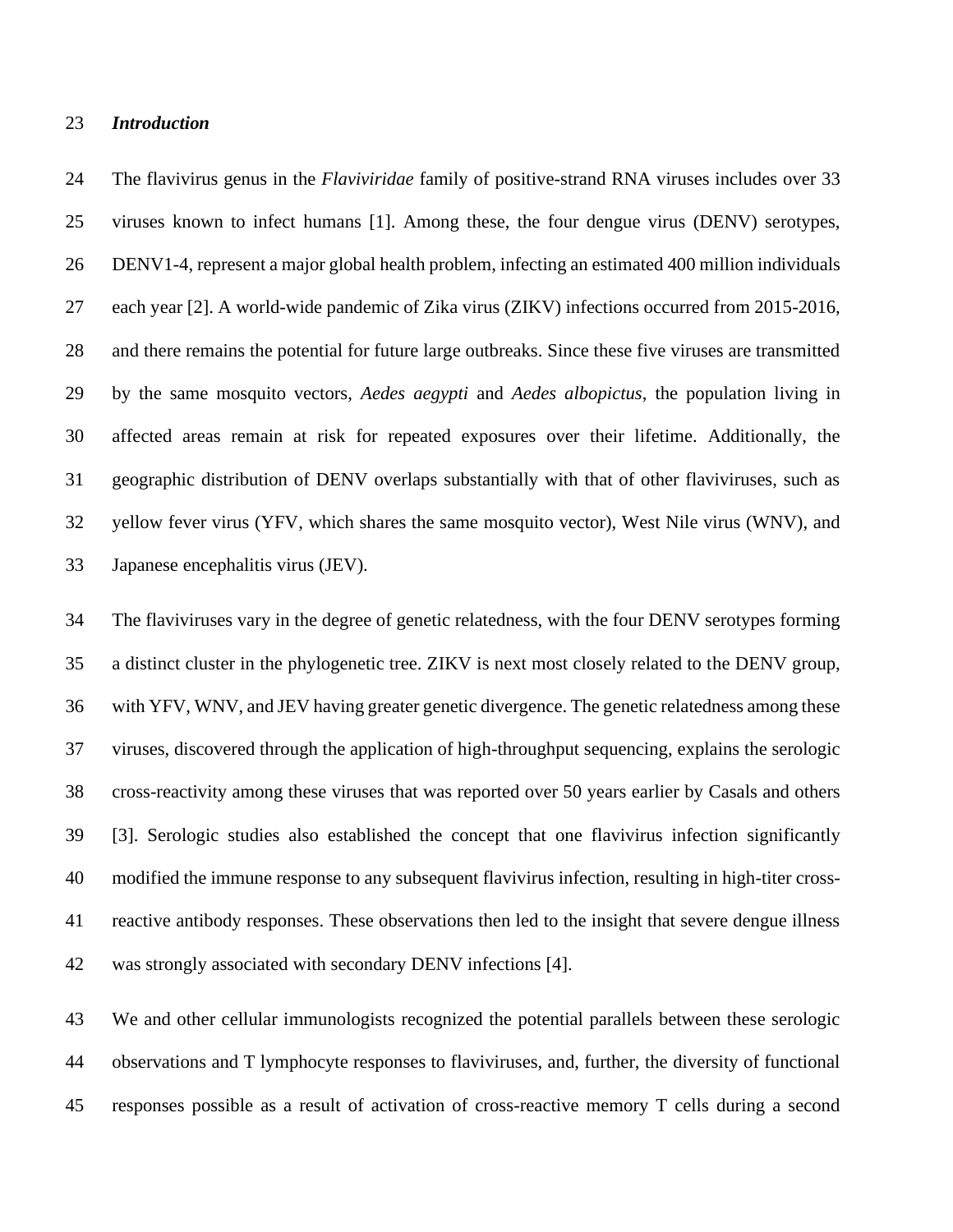### *Introduction*

The flavivirus genus in the *Flaviviridae* family of positive-strand RNA viruses includes over 33 viruses known to infect humans [1]. Among these, the four dengue virus (DENV) serotypes, DENV1-4, represent a major global health problem, infecting an estimated 400 million individuals each year [2]. A world-wide pandemic of Zika virus (ZIKV) infections occurred from 2015-2016, and there remains the potential for future large outbreaks. Since these five viruses are transmitted by the same mosquito vectors, *Aedes aegypti* and *Aedes albopictus*, the population living in affected areas remain at risk for repeated exposures over their lifetime. Additionally, the geographic distribution of DENV overlaps substantially with that of other flaviviruses, such as yellow fever virus (YFV, which shares the same mosquito vector), West Nile virus (WNV), and Japanese encephalitis virus (JEV).

The flaviviruses vary in the degree of genetic relatedness, with the four DENV serotypes forming a distinct cluster in the phylogenetic tree. ZIKV is next most closely related to the DENV group, with YFV, WNV, and JEV having greater genetic divergence. The genetic relatedness among these viruses, discovered through the application of high-throughput sequencing, explains the serologic cross-reactivity among these viruses that was reported over 50 years earlier by Casals and others [3]. Serologic studies also established the concept that one flavivirus infection significantly modified the immune response to any subsequent flavivirus infection, resulting in high-titer cross-reactive antibody responses. These observations then led to the insight that severe dengue illness was strongly associated with secondary DENV infections [4].

We and other cellular immunologists recognized the potential parallels between these serologic observations and T lymphocyte responses to flaviviruses, and, further, the diversity of functional responses possible as a result of activation of cross-reactive memory T cells during a second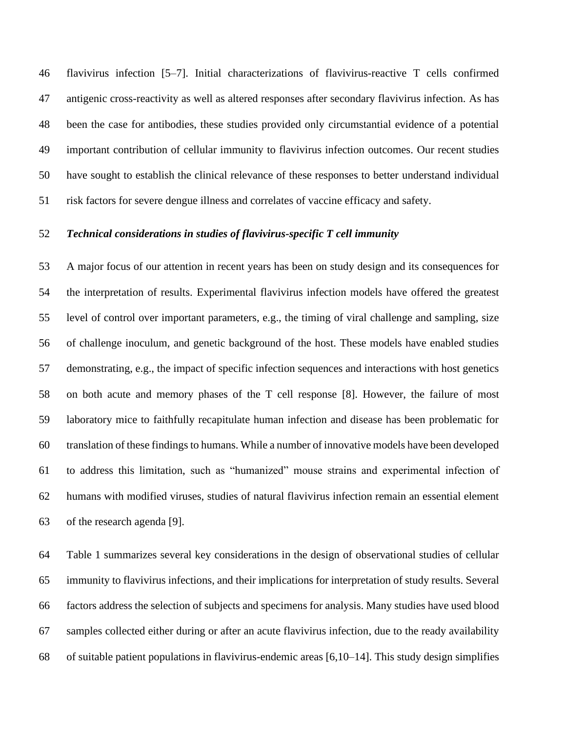flavivirus infection [5–7]. Initial characterizations of flavivirus-reactive T cells confirmed antigenic cross-reactivity as well as altered responses after secondary flavivirus infection. As has been the case for antibodies, these studies provided only circumstantial evidence of a potential important contribution of cellular immunity to flavivirus infection outcomes. Our recent studies have sought to establish the clinical relevance of these responses to better understand individual risk factors for severe dengue illness and correlates of vaccine efficacy and safety.

### *Technical considerations in studies of flavivirus-specific T cell immunity*

A major focus of our attention in recent years has been on study design and its consequences for the interpretation of results. Experimental flavivirus infection models have offered the greatest level of control over important parameters, e.g., the timing of viral challenge and sampling, size of challenge inoculum, and genetic background of the host. These models have enabled studies demonstrating, e.g., the impact of specific infection sequences and interactions with host genetics on both acute and memory phases of the T cell response [8]. However, the failure of most laboratory mice to faithfully recapitulate human infection and disease has been problematic for translation of these findings to humans. While a number of innovative models have been developed to address this limitation, such as "humanized" mouse strains and experimental infection of humans with modified viruses, studies of natural flavivirus infection remain an essential element of the research agenda [9].

Table 1 summarizes several key considerations in the design of observational studies of cellular immunity to flavivirus infections, and their implications for interpretation of study results. Several factors address the selection of subjects and specimens for analysis. Many studies have used blood samples collected either during or after an acute flavivirus infection, due to the ready availability of suitable patient populations in flavivirus-endemic areas [6,10–14]. This study design simplifies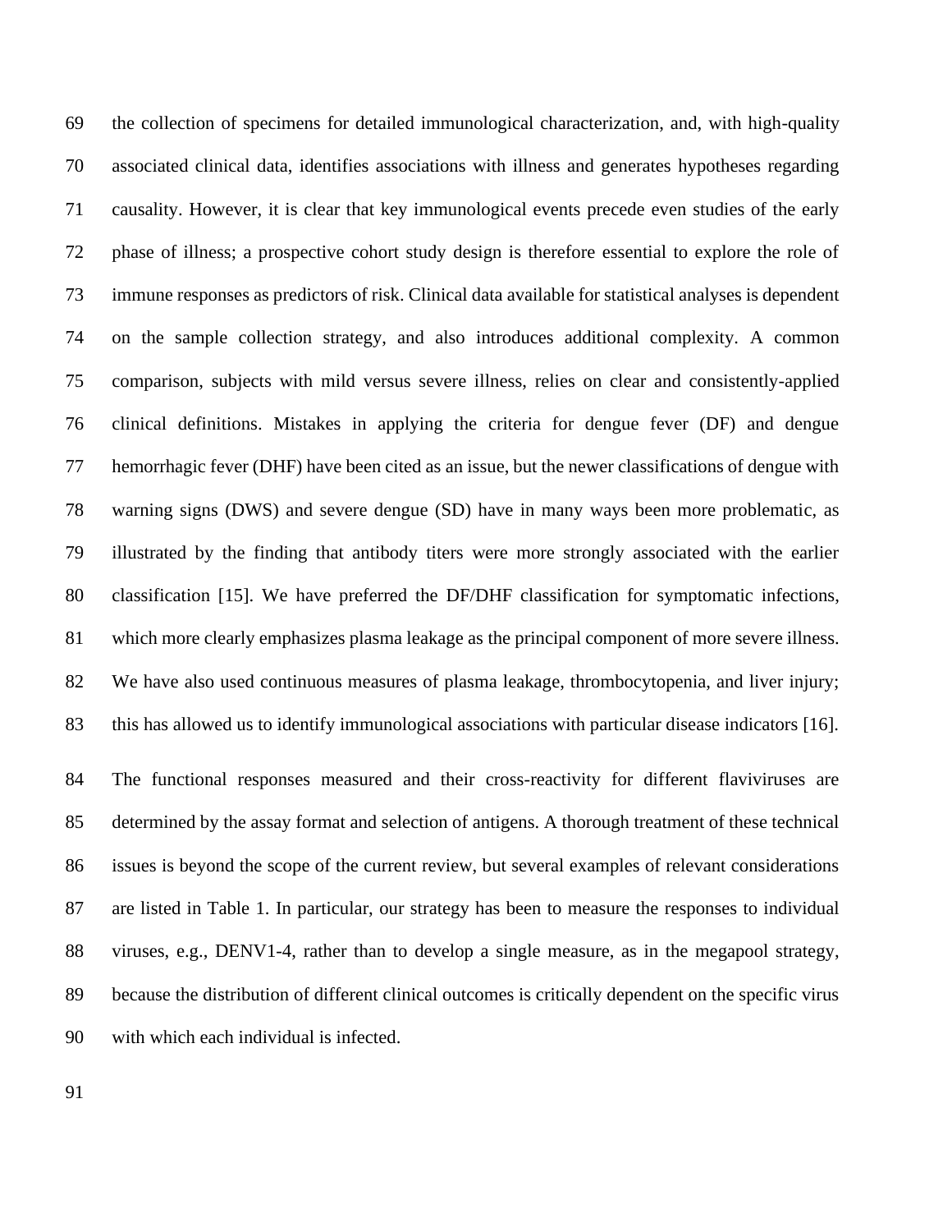the collection of specimens for detailed immunological characterization, and, with high-quality associated clinical data, identifies associations with illness and generates hypotheses regarding causality. However, it is clear that key immunological events precede even studies of the early phase of illness; a prospective cohort study design is therefore essential to explore the role of immune responses as predictors of risk. Clinical data available for statistical analyses is dependent on the sample collection strategy, and also introduces additional complexity. A common comparison, subjects with mild versus severe illness, relies on clear and consistently-applied clinical definitions. Mistakes in applying the criteria for dengue fever (DF) and dengue hemorrhagic fever (DHF) have been cited as an issue, but the newer classifications of dengue with warning signs (DWS) and severe dengue (SD) have in many ways been more problematic, as illustrated by the finding that antibody titers were more strongly associated with the earlier classification [15]. We have preferred the DF/DHF classification for symptomatic infections, which more clearly emphasizes plasma leakage as the principal component of more severe illness. We have also used continuous measures of plasma leakage, thrombocytopenia, and liver injury; this has allowed us to identify immunological associations with particular disease indicators [16].

The functional responses measured and their cross-reactivity for different flaviviruses are determined by the assay format and selection of antigens. A thorough treatment of these technical issues is beyond the scope of the current review, but several examples of relevant considerations are listed in Table 1. In particular, our strategy has been to measure the responses to individual viruses, e.g., DENV1-4, rather than to develop a single measure, as in the megapool strategy, because the distribution of different clinical outcomes is critically dependent on the specific virus with which each individual is infected.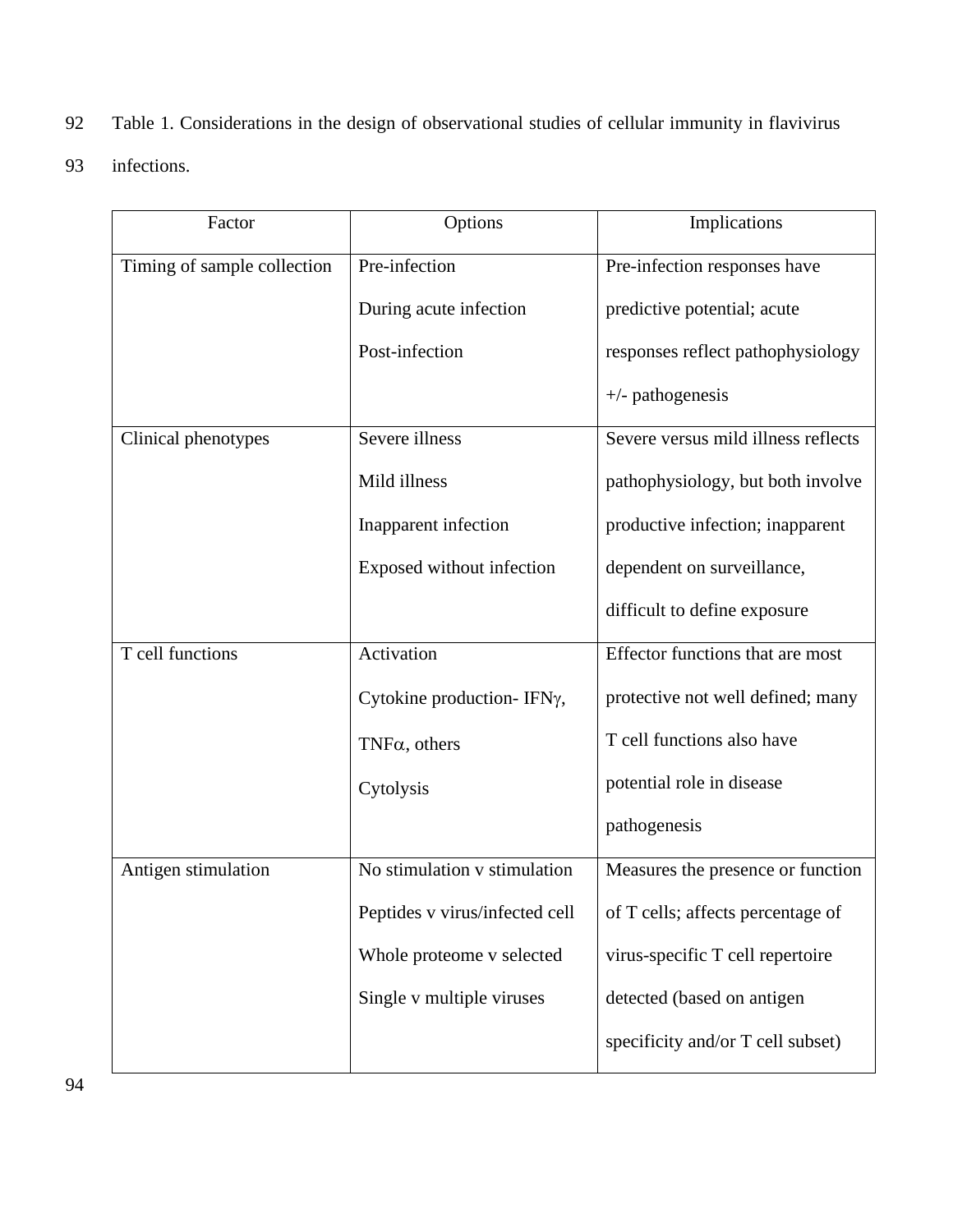Table 1. Considerations in the design of observational studies of cellular immunity in flavivirus infections.

| Factor | Options | Implications |
| --- | --- | --- |
| Timing of sample collection | Pre-infection<br>During acute infection<br>Post-infection | Pre-infection responses have predictive potential; acute responses reflect pathophysiology +/- pathogenesis |
| Clinical phenotypes | Severe illness<br>Mild illness<br>Inapparent infection<br>Exposed without infection | Severe versus mild illness reflects pathophysiology, but both involve productive infection; inapparent dependent on surveillance, difficult to define exposure |
| T cell functions | Activation<br>Cytokine production- IFN$\gamma$, TNF$\alpha$, others<br>Cytolysis | Effector functions that are most protective not well defined; many T cell functions also have potential role in disease pathogenesis |
| Antigen stimulation | No stimulation v stimulation<br>Peptides v virus/infected cell<br>Whole proteome v selected<br>Single v multiple viruses | Measures the presence or function of T cells; affects percentage of virus-specific T cell repertoire detected (based on antigen specificity and/or T cell subset) |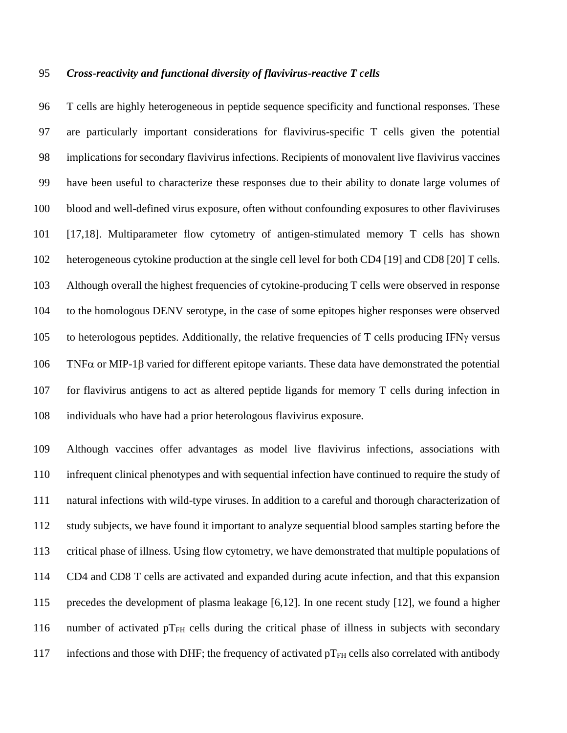***Cross-reactivity and functional diversity of flavivirus-reactive T cells***

T cells are highly heterogeneous in peptide sequence specificity and functional responses. These are particularly important considerations for flavivirus-specific T cells given the potential implications for secondary flavivirus infections. Recipients of monovalent live flavivirus vaccines have been useful to characterize these responses due to their ability to donate large volumes of blood and well-defined virus exposure, often without confounding exposures to other flaviviruses [17,18]. Multiparameter flow cytometry of antigen-stimulated memory T cells has shown heterogeneous cytokine production at the single cell level for both CD4 [19] and CD8 [20] T cells. Although overall the highest frequencies of cytokine-producing T cells were observed in response to the homologous DENV serotype, in the case of some epitopes higher responses were observed to heterologous peptides. Additionally, the relative frequencies of T cells producing IFNγ versus TNFα or MIP-1β varied for different epitope variants. These data have demonstrated the potential for flavivirus antigens to act as altered peptide ligands for memory T cells during infection in individuals who have had a prior heterologous flavivirus exposure.

Although vaccines offer advantages as model live flavivirus infections, associations with infrequent clinical phenotypes and with sequential infection have continued to require the study of natural infections with wild-type viruses. In addition to a careful and thorough characterization of study subjects, we have found it important to analyze sequential blood samples starting before the critical phase of illness. Using flow cytometry, we have demonstrated that multiple populations of CD4 and CD8 T cells are activated and expanded during acute infection, and that this expansion precedes the development of plasma leakage [6,12]. In one recent study [12], we found a higher number of activated $pT_{FH}$ cells during the critical phase of illness in subjects with secondary infections and those with DHF; the frequency of activated $pT_{FH}$ cells also correlated with antibody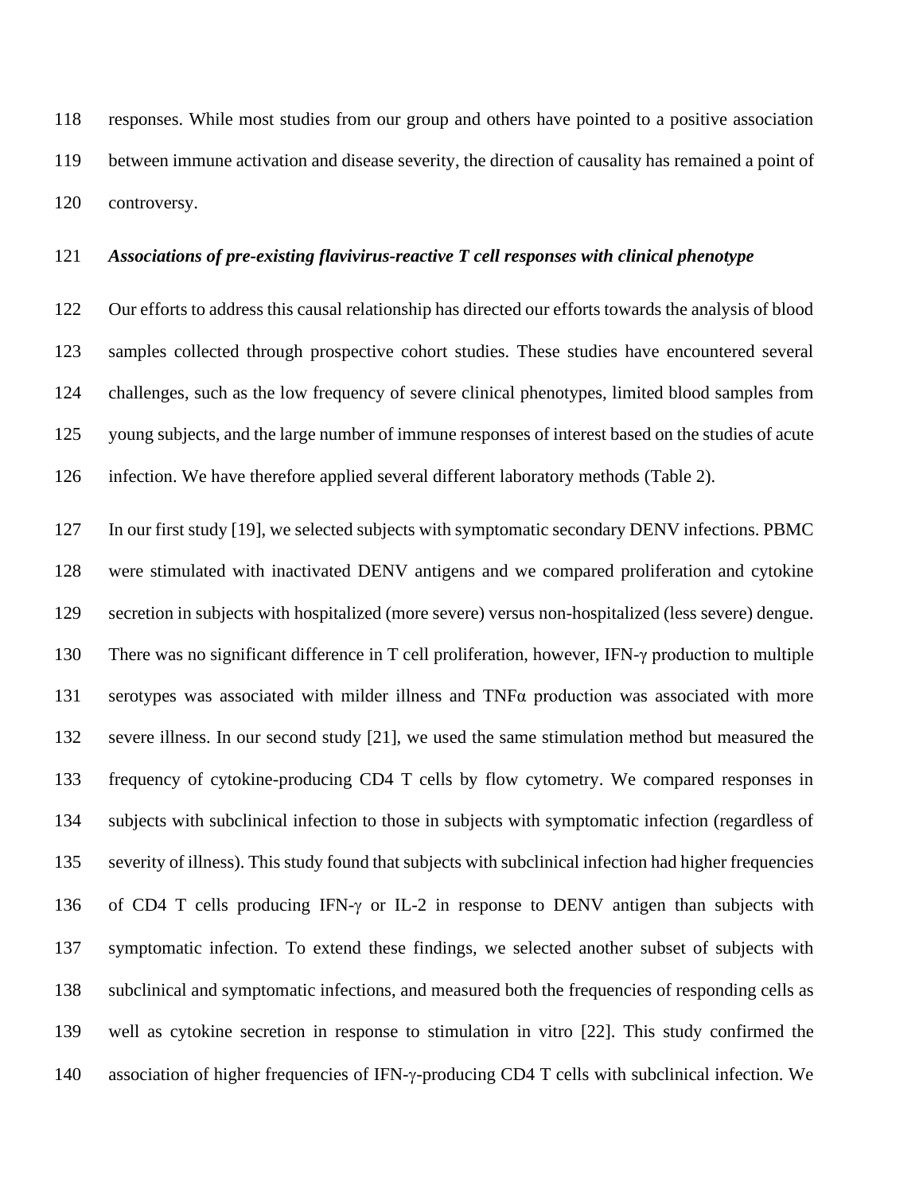responses. While most studies from our group and others have pointed to a positive association between immune activation and disease severity, the direction of causality has remained a point of controversy.

### *Associations of pre-existing flavivirus-reactive T cell responses with clinical phenotype*

Our efforts to address this causal relationship has directed our efforts towards the analysis of blood samples collected through prospective cohort studies. These studies have encountered several challenges, such as the low frequency of severe clinical phenotypes, limited blood samples from young subjects, and the large number of immune responses of interest based on the studies of acute infection. We have therefore applied several different laboratory methods (Table 2).

In our first study [19], we selected subjects with symptomatic secondary DENV infections. PBMC were stimulated with inactivated DENV antigens and we compared proliferation and cytokine secretion in subjects with hospitalized (more severe) versus non-hospitalized (less severe) dengue. There was no significant difference in T cell proliferation, however, IFN-γ production to multiple serotypes was associated with milder illness and TNFα production was associated with more severe illness. In our second study [21], we used the same stimulation method but measured the frequency of cytokine-producing CD4 T cells by flow cytometry. We compared responses in subjects with subclinical infection to those in subjects with symptomatic infection (regardless of severity of illness). This study found that subjects with subclinical infection had higher frequencies of CD4 T cells producing IFN-γ or IL-2 in response to DENV antigen than subjects with symptomatic infection. To extend these findings, we selected another subset of subjects with subclinical and symptomatic infections, and measured both the frequencies of responding cells as well as cytokine secretion in response to stimulation in vitro [22]. This study confirmed the association of higher frequencies of IFN-γ-producing CD4 T cells with subclinical infection. We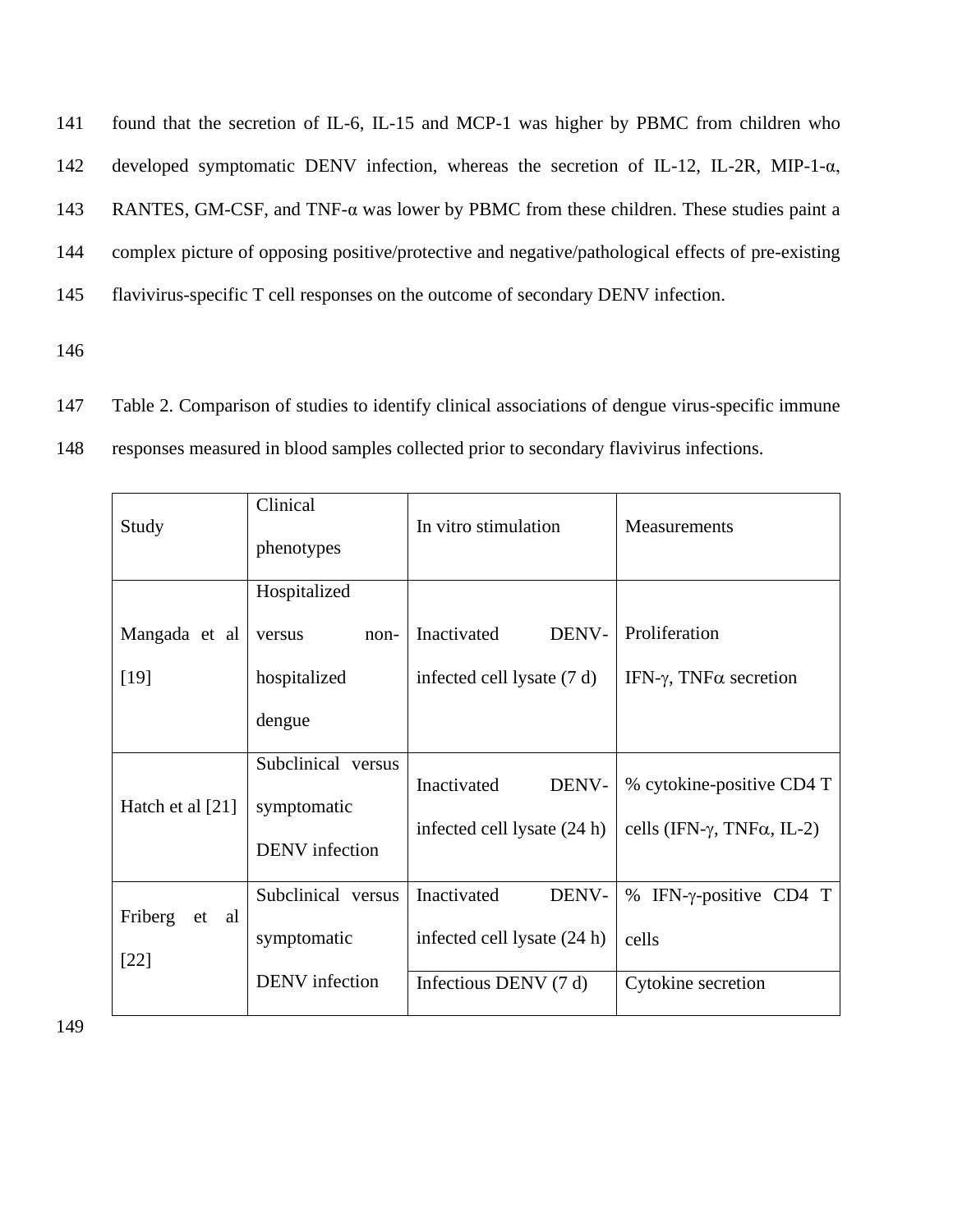found that the secretion of IL-6, IL-15 and MCP-1 was higher by PBMC from children who developed symptomatic DENV infection, whereas the secretion of IL-12, IL-2R, MIP-1-α, RANTES, GM-CSF, and TNF-α was lower by PBMC from these children. These studies paint a complex picture of opposing positive/protective and negative/pathological effects of pre-existing flavivirus-specific T cell responses on the outcome of secondary DENV infection.

Table 2. Comparison of studies to identify clinical associations of dengue virus-specific immune responses measured in blood samples collected prior to secondary flavivirus infections.

| Study | Clinical phenotypes | In vitro stimulation | Measurements |
|---|---|---|---|
| Mangada et al [19] | Hospitalized versus non-hospitalized dengue | Inactivated DENV-infected cell lysate (7 d) | Proliferation<br>IFN-γ, TNFα secretion |
| Hatch et al [21] | Subclinical versus symptomatic DENV infection | Inactivated DENV-infected cell lysate (24 h) | % cytokine-positive CD4 T cells (IFN-γ, TNFα, IL-2) |
| Friberg et al [22] | Subclinical versus symptomatic DENV infection | Inactivated DENV-infected cell lysate (24 h) | % IFN-γ-positive CD4 T cells |
| | | Infectious DENV (7 d) | Cytokine secretion |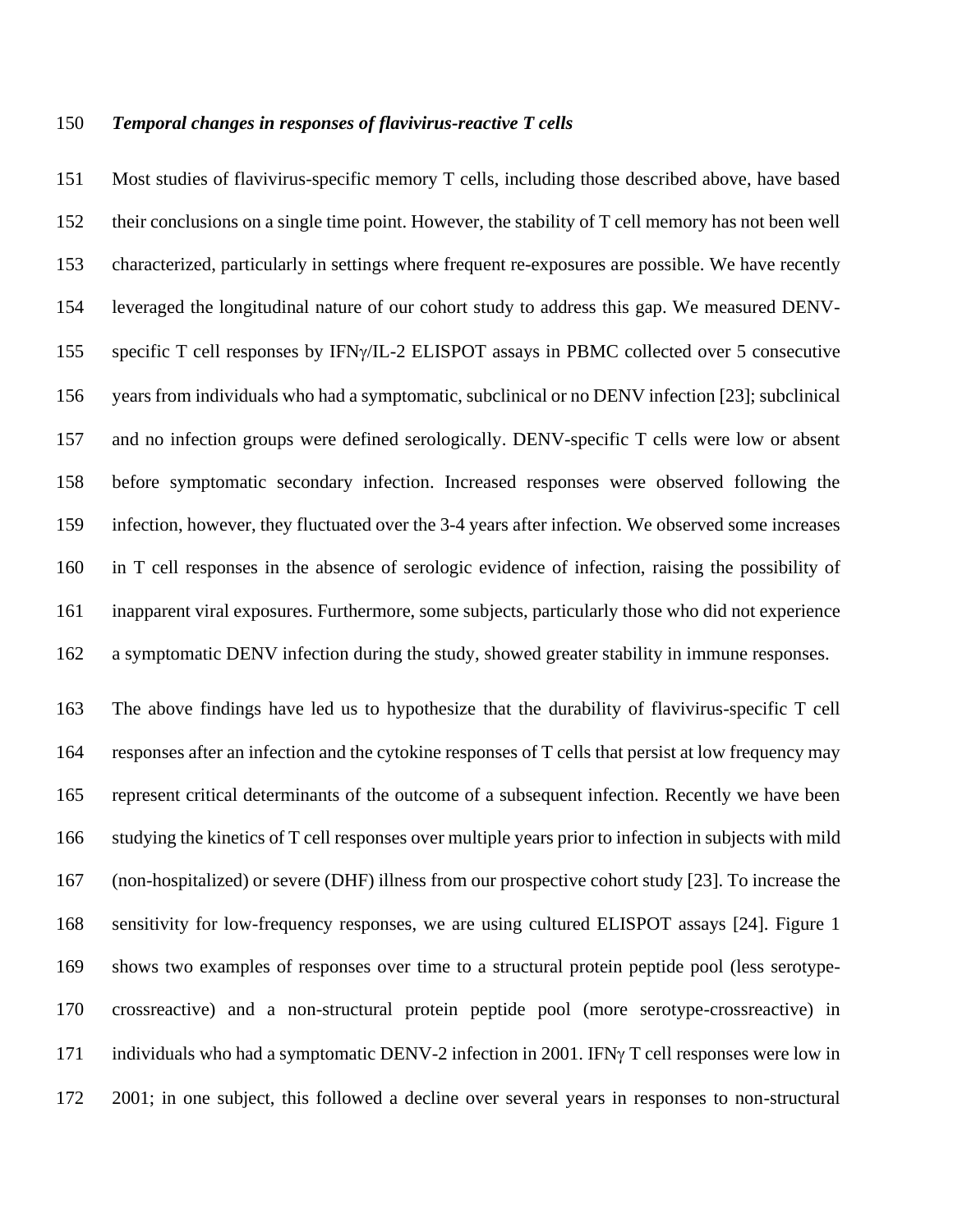### *Temporal changes in responses of flavivirus-reactive T cells*

Most studies of flavivirus-specific memory T cells, including those described above, have based their conclusions on a single time point. However, the stability of T cell memory has not been well characterized, particularly in settings where frequent re-exposures are possible. We have recently leveraged the longitudinal nature of our cohort study to address this gap. We measured DENV-specific T cell responses by IFNγ/IL-2 ELISPOT assays in PBMC collected over 5 consecutive years from individuals who had a symptomatic, subclinical or no DENV infection [23]; subclinical and no infection groups were defined serologically. DENV-specific T cells were low or absent before symptomatic secondary infection. Increased responses were observed following the infection, however, they fluctuated over the 3-4 years after infection. We observed some increases in T cell responses in the absence of serologic evidence of infection, raising the possibility of inapparent viral exposures. Furthermore, some subjects, particularly those who did not experience a symptomatic DENV infection during the study, showed greater stability in immune responses.

The above findings have led us to hypothesize that the durability of flavivirus-specific T cell responses after an infection and the cytokine responses of T cells that persist at low frequency may represent critical determinants of the outcome of a subsequent infection. Recently we have been studying the kinetics of T cell responses over multiple years prior to infection in subjects with mild (non-hospitalized) or severe (DHF) illness from our prospective cohort study [23]. To increase the sensitivity for low-frequency responses, we are using cultured ELISPOT assays [24]. Figure 1 shows two examples of responses over time to a structural protein peptide pool (less serotype-crossreactive) and a non-structural protein peptide pool (more serotype-crossreactive) in individuals who had a symptomatic DENV-2 infection in 2001. IFNγ T cell responses were low in 2001; in one subject, this followed a decline over several years in responses to non-structural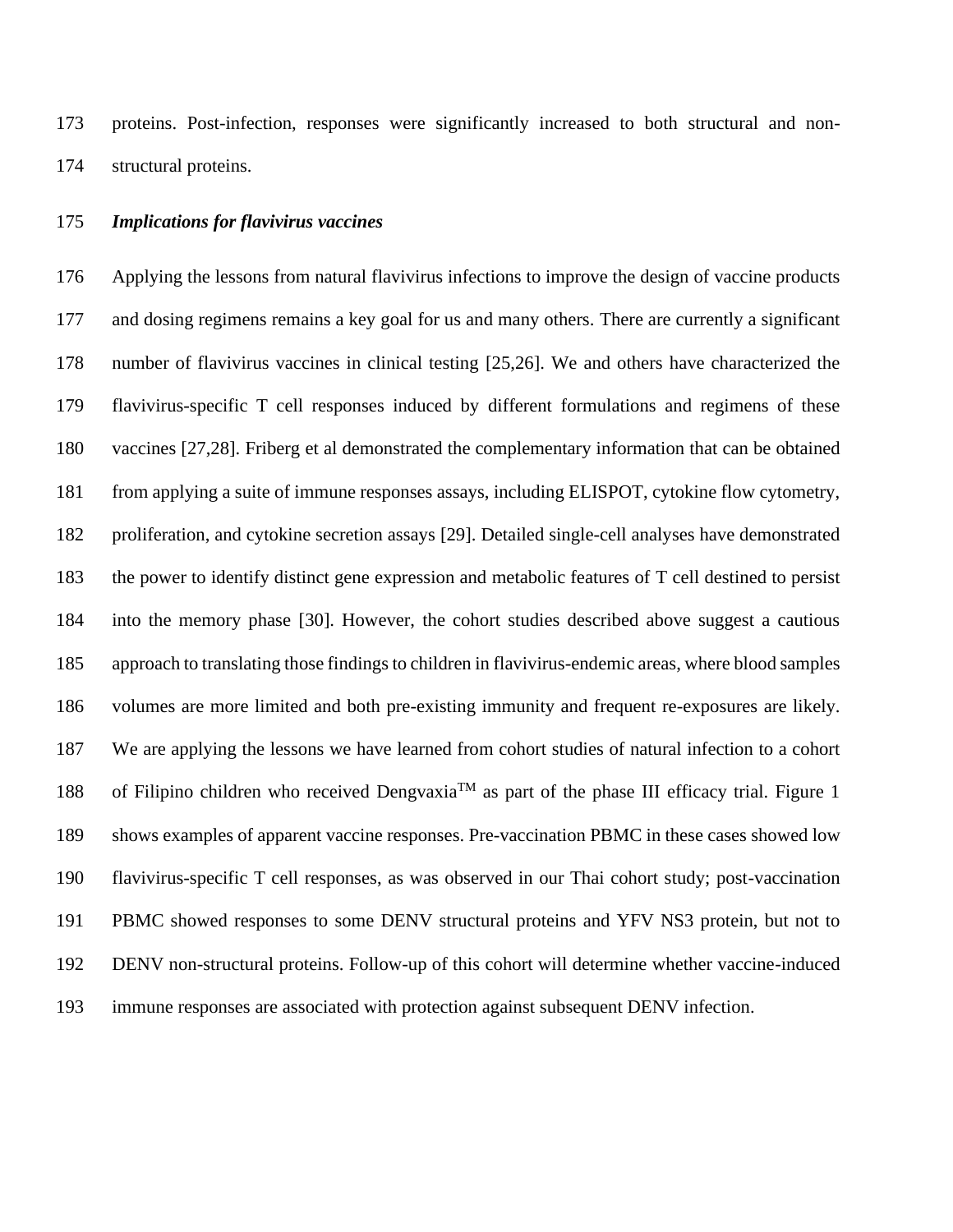proteins. Post-infection, responses were significantly increased to both structural and non-structural proteins.

### *Implications for flavivirus vaccines*

Applying the lessons from natural flavivirus infections to improve the design of vaccine products and dosing regimens remains a key goal for us and many others. There are currently a significant number of flavivirus vaccines in clinical testing [25,26]. We and others have characterized the flavivirus-specific T cell responses induced by different formulations and regimens of these vaccines [27,28]. Friberg et al demonstrated the complementary information that can be obtained from applying a suite of immune responses assays, including ELISPOT, cytokine flow cytometry, proliferation, and cytokine secretion assays [29]. Detailed single-cell analyses have demonstrated the power to identify distinct gene expression and metabolic features of T cell destined to persist into the memory phase [30]. However, the cohort studies described above suggest a cautious approach to translating those findings to children in flavivirus-endemic areas, where blood samples volumes are more limited and both pre-existing immunity and frequent re-exposures are likely. We are applying the lessons we have learned from cohort studies of natural infection to a cohort of Filipino children who received Dengvaxia™ as part of the phase III efficacy trial. Figure 1 shows examples of apparent vaccine responses. Pre-vaccination PBMC in these cases showed low flavivirus-specific T cell responses, as was observed in our Thai cohort study; post-vaccination PBMC showed responses to some DENV structural proteins and YFV NS3 protein, but not to DENV non-structural proteins. Follow-up of this cohort will determine whether vaccine-induced immune responses are associated with protection against subsequent DENV infection.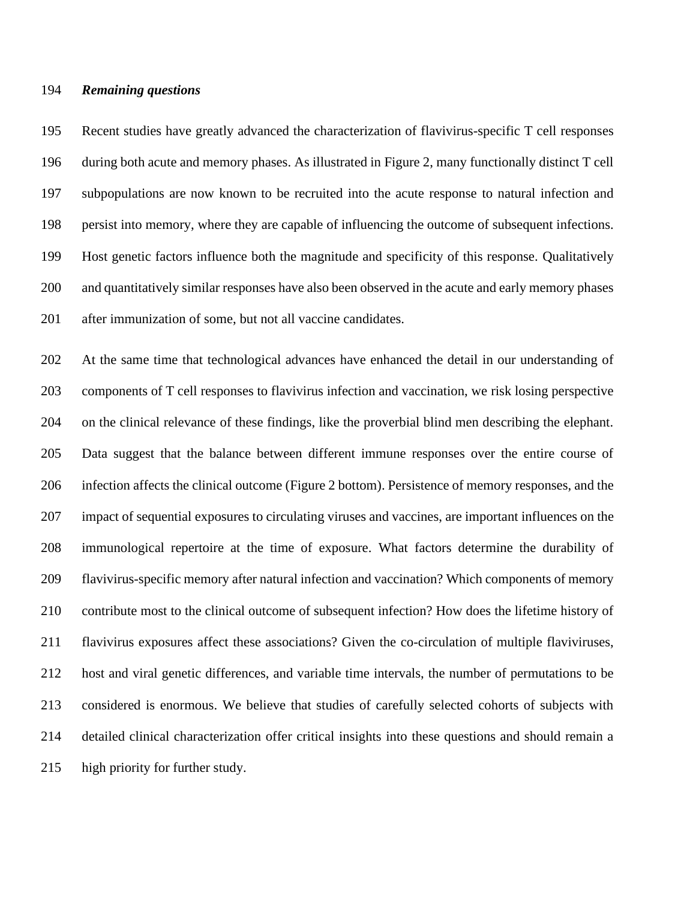*Remaining questions*

Recent studies have greatly advanced the characterization of flavivirus-specific T cell responses during both acute and memory phases. As illustrated in Figure 2, many functionally distinct T cell subpopulations are now known to be recruited into the acute response to natural infection and persist into memory, where they are capable of influencing the outcome of subsequent infections. Host genetic factors influence both the magnitude and specificity of this response. Qualitatively and quantitatively similar responses have also been observed in the acute and early memory phases after immunization of some, but not all vaccine candidates.

At the same time that technological advances have enhanced the detail in our understanding of components of T cell responses to flavivirus infection and vaccination, we risk losing perspective on the clinical relevance of these findings, like the proverbial blind men describing the elephant. Data suggest that the balance between different immune responses over the entire course of infection affects the clinical outcome (Figure 2 bottom). Persistence of memory responses, and the impact of sequential exposures to circulating viruses and vaccines, are important influences on the immunological repertoire at the time of exposure. What factors determine the durability of flavivirus-specific memory after natural infection and vaccination? Which components of memory contribute most to the clinical outcome of subsequent infection? How does the lifetime history of flavivirus exposures affect these associations? Given the co-circulation of multiple flaviviruses, host and viral genetic differences, and variable time intervals, the number of permutations to be considered is enormous. We believe that studies of carefully selected cohorts of subjects with detailed clinical characterization offer critical insights into these questions and should remain a high priority for further study.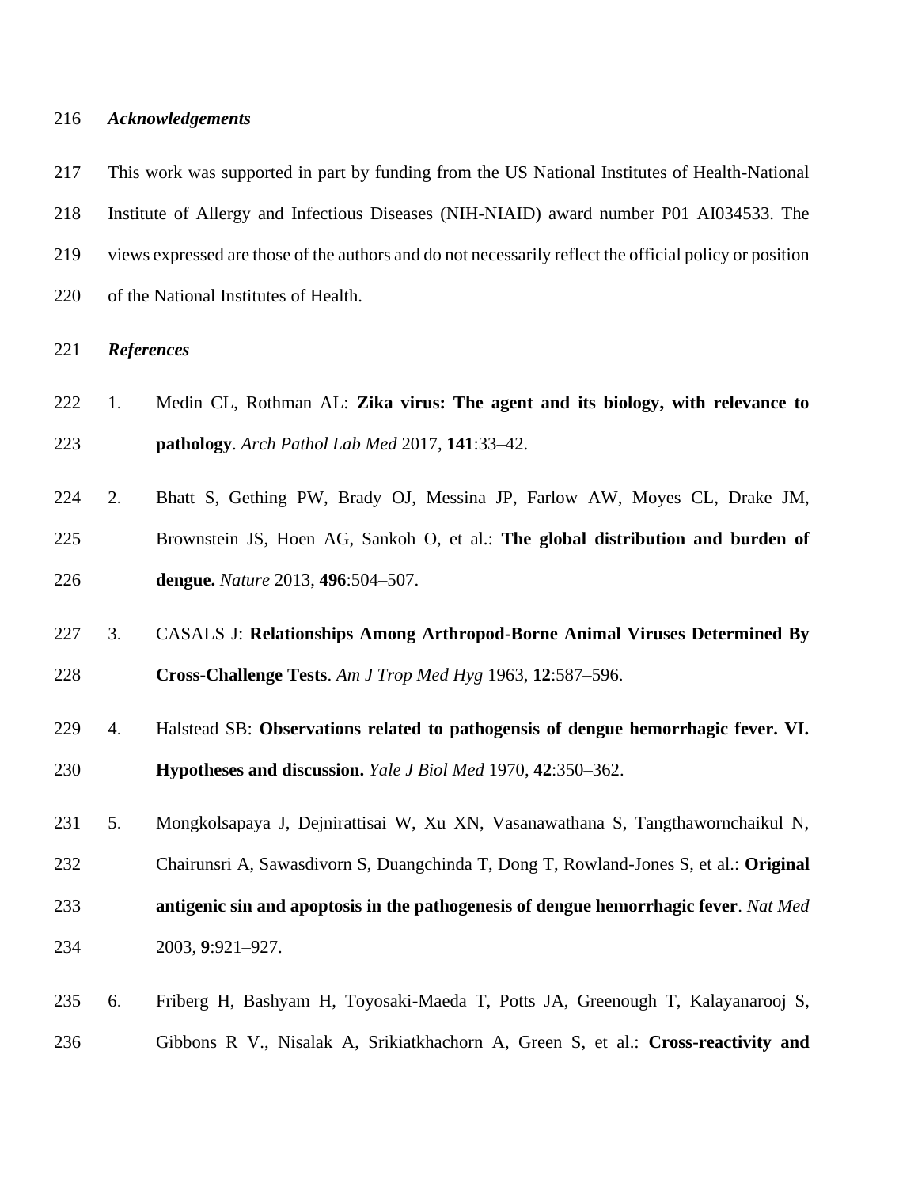### *Acknowledgements*

This work was supported in part by funding from the US National Institutes of Health-National Institute of Allergy and Infectious Diseases (NIH-NIAID) award number P01 AI034533. The views expressed are those of the authors and do not necessarily reflect the official policy or position of the National Institutes of Health.

### *References*

1. Medin CL, Rothman AL: **Zika virus: The agent and its biology, with relevance to pathology**. *Arch Pathol Lab Med* 2017, **141**:33–42.

2. Bhatt S, Gething PW, Brady OJ, Messina JP, Farlow AW, Moyes CL, Drake JM, Brownstein JS, Hoen AG, Sankoh O, et al.: **The global distribution and burden of dengue.** *Nature* 2013, **496**:504–507.

3. CASALS J: **Relationships Among Arthropod-Borne Animal Viruses Determined By Cross-Challenge Tests**. *Am J Trop Med Hyg* 1963, **12**:587–596.

4. Halstead SB: **Observations related to pathogensis of dengue hemorrhagic fever. VI. Hypotheses and discussion.** *Yale J Biol Med* 1970, **42**:350–362.

5. Mongkolsapaya J, Dejnirattisai W, Xu XN, Vasanawathana S, Tangthawornchaikul N, Chairunsri A, Sawasdivorn S, Duangchinda T, Dong T, Rowland-Jones S, et al.: **Original antigenic sin and apoptosis in the pathogenesis of dengue hemorrhagic fever**. *Nat Med* 2003, **9**:921–927.

6. Friberg H, Bashyam H, Toyosaki-Maeda T, Potts JA, Greenough T, Kalayanarooj S, Gibbons R V., Nisalak A, Srikiatkhachorn A, Green S, et al.: **Cross-reactivity and**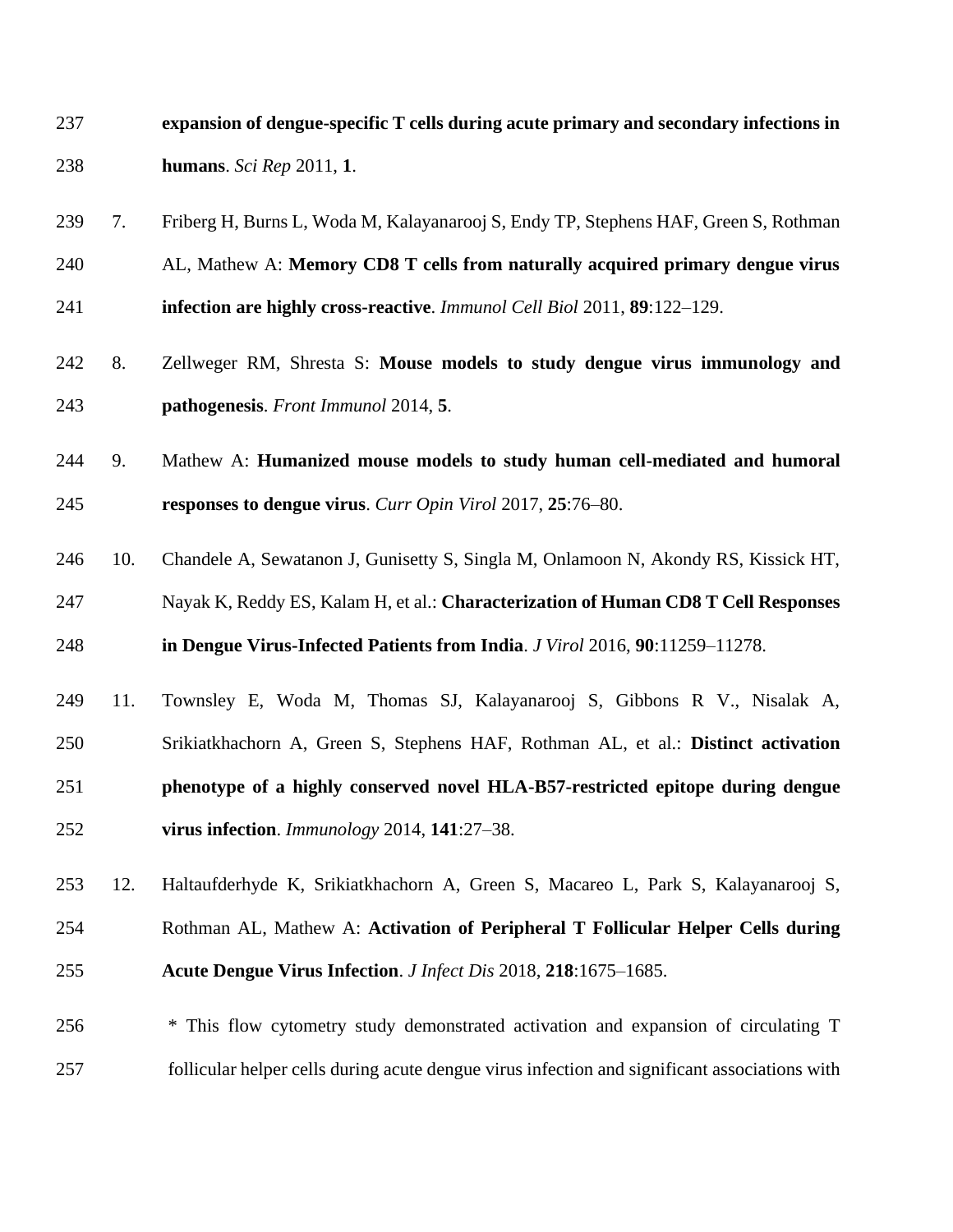**expansion of dengue-specific T cells during acute primary and secondary infections in humans**. *Sci Rep* 2011, **1**.

7. Friberg H, Burns L, Woda M, Kalayanarooj S, Endy TP, Stephens HAF, Green S, Rothman AL, Mathew A: **Memory CD8 T cells from naturally acquired primary dengue virus infection are highly cross-reactive**. *Immunol Cell Biol* 2011, **89**:122–129.

8. Zellweger RM, Shresta S: **Mouse models to study dengue virus immunology and pathogenesis**. *Front Immunol* 2014, **5**.

9. Mathew A: **Humanized mouse models to study human cell-mediated and humoral responses to dengue virus**. *Curr Opin Virol* 2017, **25**:76–80.

10. Chandele A, Sewatanon J, Gunisetty S, Singla M, Onlamoon N, Akondy RS, Kissick HT, Nayak K, Reddy ES, Kalam H, et al.: **Characterization of Human CD8 T Cell Responses in Dengue Virus-Infected Patients from India**. *J Virol* 2016, **90**:11259–11278.

11. Townsley E, Woda M, Thomas SJ, Kalayanarooj S, Gibbons R V., Nisalak A, Srikiatkhachorn A, Green S, Stephens HAF, Rothman AL, et al.: **Distinct activation phenotype of a highly conserved novel HLA-B57-restricted epitope during dengue virus infection**. *Immunology* 2014, **141**:27–38.

12. Haltaufderhyde K, Srikiatkhachorn A, Green S, Macareo L, Park S, Kalayanarooj S, Rothman AL, Mathew A: **Activation of Peripheral T Follicular Helper Cells during Acute Dengue Virus Infection**. *J Infect Dis* 2018, **218**:1675–1685.

 * This flow cytometry study demonstrated activation and expansion of circulating T follicular helper cells during acute dengue virus infection and significant associations with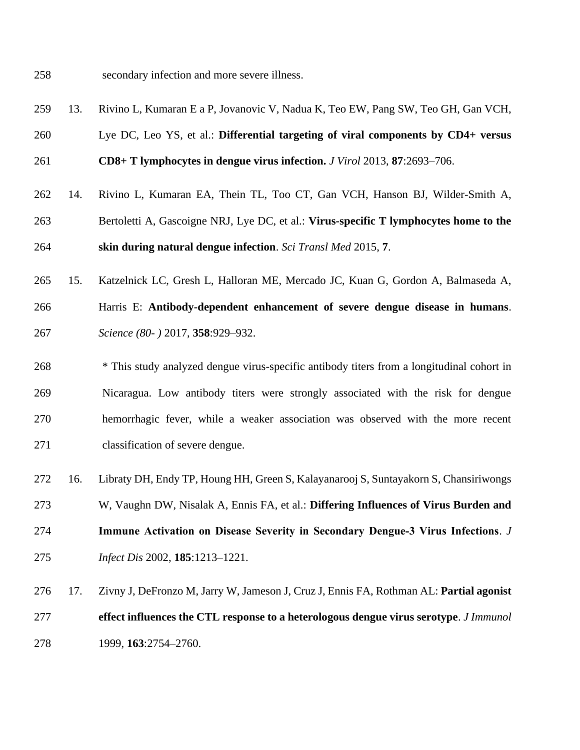secondary infection and more severe illness.

13. Rivino L, Kumaran E a P, Jovanovic V, Nadua K, Teo EW, Pang SW, Teo GH, Gan VCH, Lye DC, Leo YS, et al.: **Differential targeting of viral components by CD4+ versus CD8+ T lymphocytes in dengue virus infection.** *J Virol* 2013, **87**:2693–706.

14. Rivino L, Kumaran EA, Thein TL, Too CT, Gan VCH, Hanson BJ, Wilder-Smith A, Bertoletti A, Gascoigne NRJ, Lye DC, et al.: **Virus-specific T lymphocytes home to the skin during natural dengue infection**. *Sci Transl Med* 2015, **7**.

15. Katzelnick LC, Gresh L, Halloran ME, Mercado JC, Kuan G, Gordon A, Balmaseda A, Harris E: **Antibody-dependent enhancement of severe dengue disease in humans**. *Science (80- )* 2017, **358**:929–932.

   * This study analyzed dengue virus-specific antibody titers from a longitudinal cohort in Nicaragua. Low antibody titers were strongly associated with the risk for dengue hemorrhagic fever, while a weaker association was observed with the more recent classification of severe dengue.

16. Libraty DH, Endy TP, Houng HH, Green S, Kalayanarooj S, Suntayakorn S, Chansiriwongs W, Vaughn DW, Nisalak A, Ennis FA, et al.: **Differing Influences of Virus Burden and Immune Activation on Disease Severity in Secondary Dengue-3 Virus Infections**. *J Infect Dis* 2002, **185**:1213–1221.

17. Zivny J, DeFronzo M, Jarry W, Jameson J, Cruz J, Ennis FA, Rothman AL: **Partial agonist effect influences the CTL response to a heterologous dengue virus serotype**. *J Immunol* 1999, **163**:2754–2760.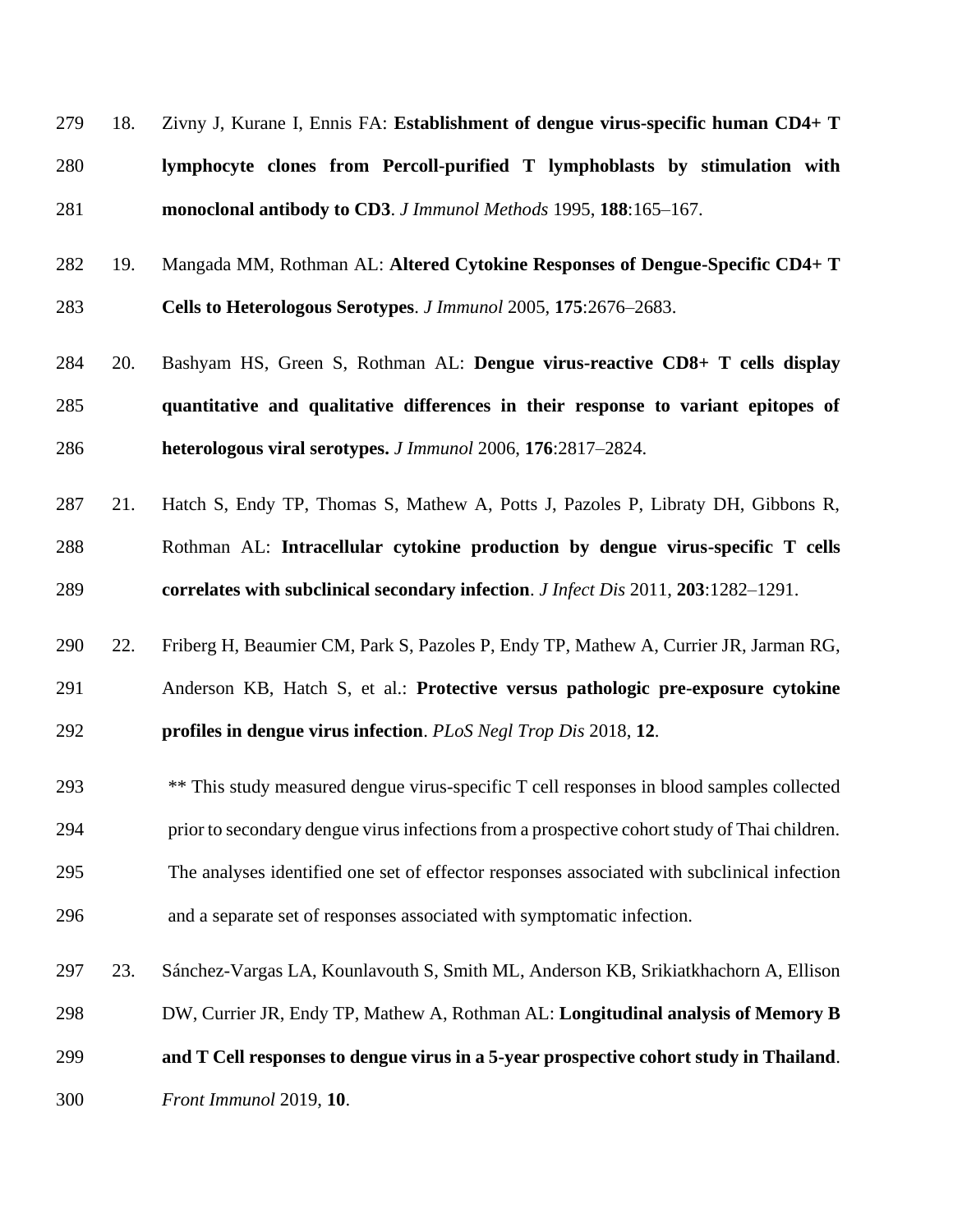18. Zivny J, Kurane I, Ennis FA: **Establishment of dengue virus-specific human CD4+ T lymphocyte clones from Percoll-purified T lymphoblasts by stimulation with monoclonal antibody to CD3**. *J Immunol Methods* 1995, **188**:165–167.

19. Mangada MM, Rothman AL: **Altered Cytokine Responses of Dengue-Specific CD4+ T Cells to Heterologous Serotypes**. *J Immunol* 2005, **175**:2676–2683.

20. Bashyam HS, Green S, Rothman AL: **Dengue virus-reactive CD8+ T cells display quantitative and qualitative differences in their response to variant epitopes of heterologous viral serotypes.** *J Immunol* 2006, **176**:2817–2824.

21. Hatch S, Endy TP, Thomas S, Mathew A, Potts J, Pazoles P, Libraty DH, Gibbons R, Rothman AL: **Intracellular cytokine production by dengue virus-specific T cells correlates with subclinical secondary infection**. *J Infect Dis* 2011, **203**:1282–1291.

22. Friberg H, Beaumier CM, Park S, Pazoles P, Endy TP, Mathew A, Currier JR, Jarman RG, Anderson KB, Hatch S, et al.: **Protective versus pathologic pre-exposure cytokine profiles in dengue virus infection**. *PLoS Negl Trop Dis* 2018, **12**.

    ** This study measured dengue virus-specific T cell responses in blood samples collected prior to secondary dengue virus infections from a prospective cohort study of Thai children. The analyses identified one set of effector responses associated with subclinical infection and a separate set of responses associated with symptomatic infection.

23. Sánchez-Vargas LA, Kounlavouth S, Smith ML, Anderson KB, Srikiatkhachorn A, Ellison DW, Currier JR, Endy TP, Mathew A, Rothman AL: **Longitudinal analysis of Memory B and T Cell responses to dengue virus in a 5-year prospective cohort study in Thailand**. *Front Immunol* 2019, **10**.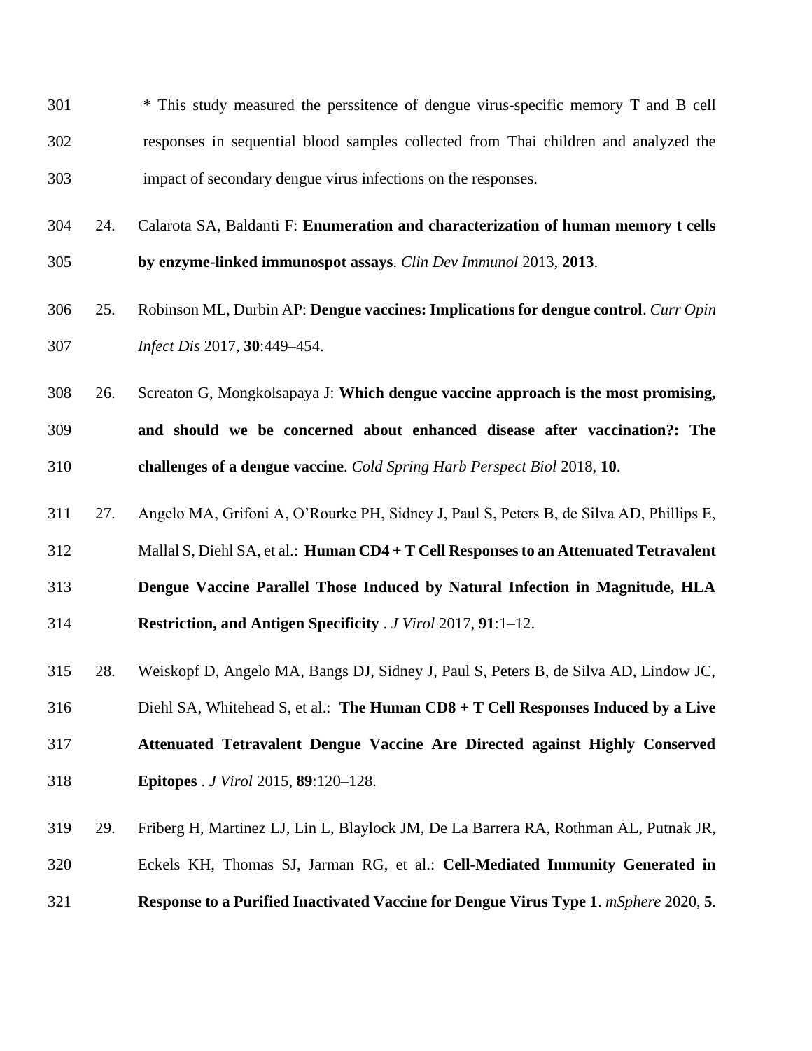* This study measured the perssitence of dengue virus-specific memory T and B cell responses in sequential blood samples collected from Thai children and analyzed the impact of secondary dengue virus infections on the responses.

24. Calarota SA, Baldanti F: **Enumeration and characterization of human memory t cells by enzyme-linked immunospot assays**. *Clin Dev Immunol* 2013, **2013**.

25. Robinson ML, Durbin AP: **Dengue vaccines: Implications for dengue control**. *Curr Opin Infect Dis* 2017, **30**:449–454.

26. Screaton G, Mongkolsapaya J: **Which dengue vaccine approach is the most promising, and should we be concerned about enhanced disease after vaccination?: The challenges of a dengue vaccine**. *Cold Spring Harb Perspect Biol* 2018, **10**.

27. Angelo MA, Grifoni A, O'Rourke PH, Sidney J, Paul S, Peters B, de Silva AD, Phillips E, Mallal S, Diehl SA, et al.: **Human CD4 + T Cell Responses to an Attenuated Tetravalent Dengue Vaccine Parallel Those Induced by Natural Infection in Magnitude, HLA Restriction, and Antigen Specificity** . *J Virol* 2017, **91**:1–12.

28. Weiskopf D, Angelo MA, Bangs DJ, Sidney J, Paul S, Peters B, de Silva AD, Lindow JC, Diehl SA, Whitehead S, et al.: **The Human CD8 + T Cell Responses Induced by a Live Attenuated Tetravalent Dengue Vaccine Are Directed against Highly Conserved Epitopes** . *J Virol* 2015, **89**:120–128.

29. Friberg H, Martinez LJ, Lin L, Blaylock JM, De La Barrera RA, Rothman AL, Putnak JR, Eckels KH, Thomas SJ, Jarman RG, et al.: **Cell-Mediated Immunity Generated in Response to a Purified Inactivated Vaccine for Dengue Virus Type 1**. *mSphere* 2020, **5**.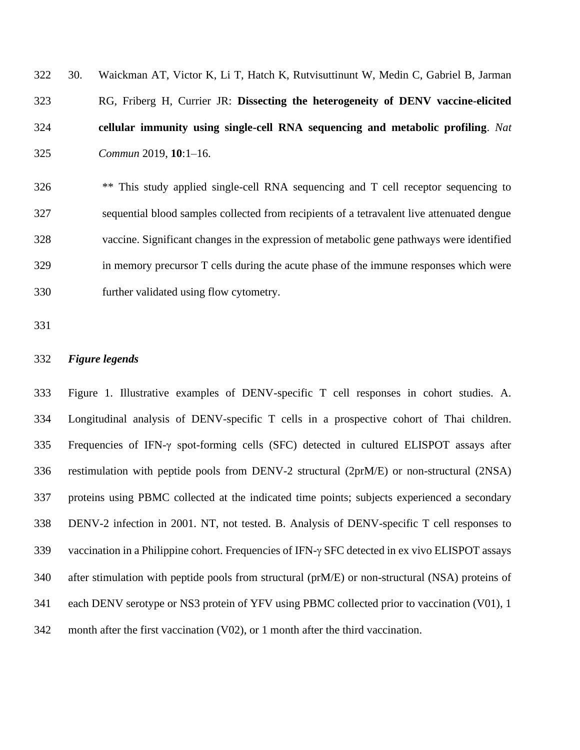30. Waickman AT, Victor K, Li T, Hatch K, Rutvisuttinunt W, Medin C, Gabriel B, Jarman RG, Friberg H, Currier JR: **Dissecting the heterogeneity of DENV vaccine-elicited cellular immunity using single-cell RNA sequencing and metabolic profiling**. *Nat Commun* 2019, **10**:1–16.

    ** This study applied single-cell RNA sequencing and T cell receptor sequencing to sequential blood samples collected from recipients of a tetravalent live attenuated dengue vaccine. Significant changes in the expression of metabolic gene pathways were identified in memory precursor T cells during the acute phase of the immune responses which were further validated using flow cytometry.

## *Figure legends*

Figure 1. Illustrative examples of DENV-specific T cell responses in cohort studies. A. Longitudinal analysis of DENV-specific T cells in a prospective cohort of Thai children. Frequencies of IFN-γ spot-forming cells (SFC) detected in cultured ELISPOT assays after restimulation with peptide pools from DENV-2 structural (2prM/E) or non-structural (2NSA) proteins using PBMC collected at the indicated time points; subjects experienced a secondary DENV-2 infection in 2001. NT, not tested. B. Analysis of DENV-specific T cell responses to vaccination in a Philippine cohort. Frequencies of IFN-γ SFC detected in ex vivo ELISPOT assays after stimulation with peptide pools from structural (prM/E) or non-structural (NSA) proteins of each DENV serotype or NS3 protein of YFV using PBMC collected prior to vaccination (V01), 1 month after the first vaccination (V02), or 1 month after the third vaccination.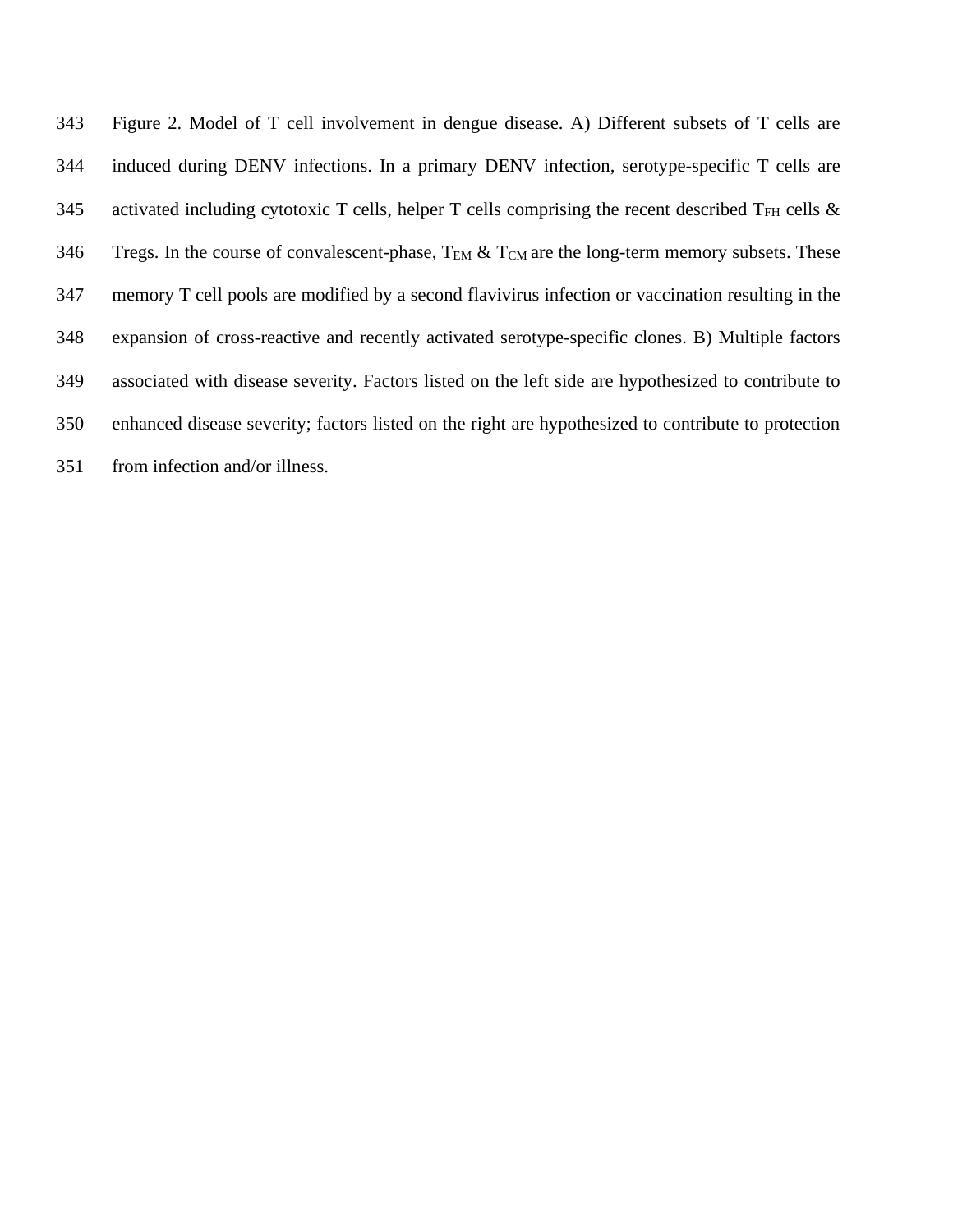Figure 2. Model of T cell involvement in dengue disease. A) Different subsets of T cells are induced during DENV infections. In a primary DENV infection, serotype-specific T cells are activated including cytotoxic T cells, helper T cells comprising the recent described $T_{FH}$ cells & Tregs. In the course of convalescent-phase, $T_{EM}$ & $T_{CM}$ are the long-term memory subsets. These memory T cell pools are modified by a second flavivirus infection or vaccination resulting in the expansion of cross-reactive and recently activated serotype-specific clones. B) Multiple factors associated with disease severity. Factors listed on the left side are hypothesized to contribute to enhanced disease severity; factors listed on the right are hypothesized to contribute to protection from infection and/or illness.